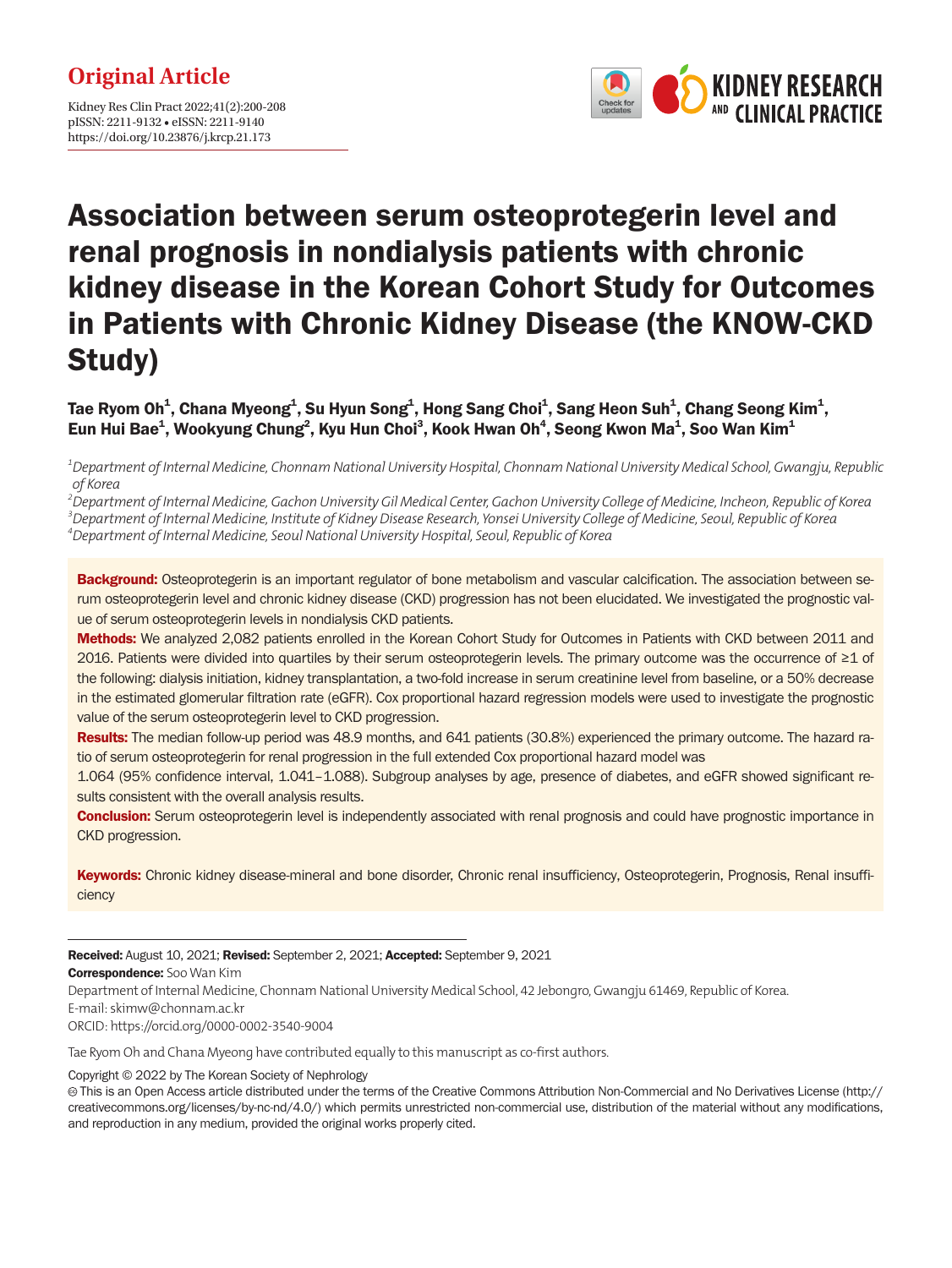Original Article

Kidney Res Clin Pract 2022;41(2):200-208
pISSN: 2211-9132 • eISSN: 2211-9140
https://doi.org/10.23876/j.krcp.21.173

# Association between serum osteoprotegerin level and renal prognosis in nondialysis patients with chronic kidney disease in the Korean Cohort Study for Outcomes in Patients with Chronic Kidney Disease (the KNOW-CKD Study)

**Tae Ryom Oh[1], Chana Myeong[1], Su Hyun Song[1], Hong Sang Choi[1], Sang Heon Suh[1], Chang Seong Kim[1], Eun Hui Bae[1], Wookyung Chung[2], Kyu Hun Choi[3], Kook Hwan Oh[4], Seong Kwon Ma[1], Soo Wan Kim[1]**

[1]*Department of Internal Medicine, Chonnam National University Hospital, Chonnam National University Medical School, Gwangju, Republic of Korea*
[2]*Department of Internal Medicine, Gachon University Gil Medical Center, Gachon University College of Medicine, Incheon, Republic of Korea*
[3]*Department of Internal Medicine, Institute of Kidney Disease Research, Yonsei University College of Medicine, Seoul, Republic of Korea*
[4]*Department of Internal Medicine, Seoul National University Hospital, Seoul, Republic of Korea*

**Background:** Osteoprotegerin is an important regulator of bone metabolism and vascular calcification. The association between serum osteoprotegerin level and chronic kidney disease (CKD) progression has not been elucidated. We investigated the prognostic value of serum osteoprotegerin levels in nondialysis CKD patients.

**Methods:** We analyzed 2,082 patients enrolled in the Korean Cohort Study for Outcomes in Patients with CKD between 2011 and 2016. Patients were divided into quartiles by their serum osteoprotegerin levels. The primary outcome was the occurrence of ≥1 of the following: dialysis initiation, kidney transplantation, a two-fold increase in serum creatinine level from baseline, or a 50% decrease in the estimated glomerular filtration rate (eGFR). Cox proportional hazard regression models were used to investigate the prognostic value of the serum osteoprotegerin level to CKD progression.

**Results:** The median follow-up period was 48.9 months, and 641 patients (30.8%) experienced the primary outcome. The hazard ratio of serum osteoprotegerin for renal progression in the full extended Cox proportional hazard model was 1.064 (95% confidence interval, 1.041–1.088). Subgroup analyses by age, presence of diabetes, and eGFR showed significant results consistent with the overall analysis results.

**Conclusion:** Serum osteoprotegerin level is independently associated with renal prognosis and could have prognostic importance in CKD progression.

**Keywords:** Chronic kidney disease-mineral and bone disorder, Chronic renal insufficiency, Osteoprotegerin, Prognosis, Renal insufficiency

---

**Received:** August 10, 2021; **Revised:** September 2, 2021; **Accepted:** September 9, 2021
**Correspondence:** Soo Wan Kim
Department of Internal Medicine, Chonnam National University Medical School, 42 Jebongro, Gwangju 61469, Republic of Korea.
E-mail: skimw@chonnam.ac.kr
ORCID: https://orcid.org/0000-0002-3540-9004

Tae Ryom Oh and Chana Myeong have contributed equally to this manuscript as co-first authors.

Copyright © 2022 by The Korean Society of Nephrology
This is an Open Access article distributed under the terms of the Creative Commons Attribution Non-Commercial and No Derivatives License (http://creativecommons.org/licenses/by-nc-nd/4.0/) which permits unrestricted non-commercial use, distribution of the material without any modifications, and reproduction in any medium, provided the original works properly cited.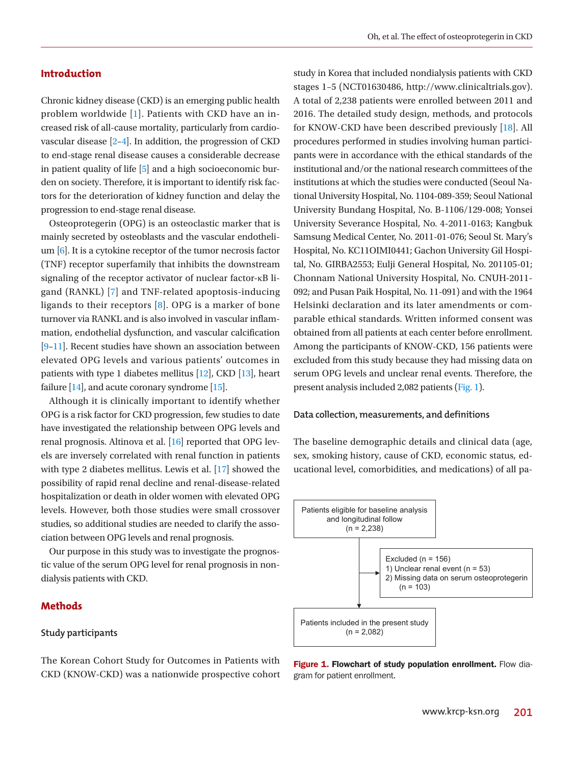## Introduction

Chronic kidney disease (CKD) is an emerging public health problem worldwide [1]. Patients with CKD have an increased risk of all-cause mortality, particularly from cardiovascular disease [2–4]. In addition, the progression of CKD to end-stage renal disease causes a considerable decrease in patient quality of life [5] and a high socioeconomic burden on society. Therefore, it is important to identify risk factors for the deterioration of kidney function and delay the progression to end-stage renal disease.

Osteoprotegerin (OPG) is an osteoclastic marker that is mainly secreted by osteoblasts and the vascular endothelium [6]. It is a cytokine receptor of the tumor necrosis factor (TNF) receptor superfamily that inhibits the downstream signaling of the receptor activator of nuclear factor-κB ligand (RANKL) [7] and TNF-related apoptosis-inducing ligands to their receptors [8]. OPG is a marker of bone turnover via RANKL and is also involved in vascular inflammation, endothelial dysfunction, and vascular calcification [9–11]. Recent studies have shown an association between elevated OPG levels and various patients' outcomes in patients with type 1 diabetes mellitus [12], CKD [13], heart failure [14], and acute coronary syndrome [15].

Although it is clinically important to identify whether OPG is a risk factor for CKD progression, few studies to date have investigated the relationship between OPG levels and renal prognosis. Altinova et al. [16] reported that OPG levels are inversely correlated with renal function in patients with type 2 diabetes mellitus. Lewis et al. [17] showed the possibility of rapid renal decline and renal-disease-related hospitalization or death in older women with elevated OPG levels. However, both those studies were small crossover studies, so additional studies are needed to clarify the association between OPG levels and renal prognosis.

Our purpose in this study was to investigate the prognostic value of the serum OPG level for renal prognosis in nondialysis patients with CKD.

## Methods

### Study participants

The Korean Cohort Study for Outcomes in Patients with CKD (KNOW-CKD) was a nationwide prospective cohort study in Korea that included nondialysis patients with CKD stages 1–5 (NCT01630486, http://www.clinicaltrials.gov). A total of 2,238 patients were enrolled between 2011 and 2016. The detailed study design, methods, and protocols for KNOW-CKD have been described previously [18]. All procedures performed in studies involving human participants were in accordance with the ethical standards of the institutional and/or the national research committees of the institutions at which the studies were conducted (Seoul National University Hospital, No. 1104-089-359; Seoul National University Bundang Hospital, No. B-1106/129-008; Yonsei University Severance Hospital, No. 4-2011-0163; Kangbuk Samsung Medical Center, No. 2011-01-076; Seoul St. Mary's Hospital, No. KC11OIMI0441; Gachon University Gil Hospital, No. GIRBA2553; Eulji General Hospital, No. 201105-01; Chonnam National University Hospital, No. CNUH-2011-092; and Pusan Paik Hospital, No. 11-091) and with the 1964 Helsinki declaration and its later amendments or comparable ethical standards. Written informed consent was obtained from all patients at each center before enrollment. Among the participants of KNOW-CKD, 156 patients were excluded from this study because they had missing data on serum OPG levels and unclear renal events. Therefore, the present analysis included 2,082 patients (Fig. 1).

### Data collection, measurements, and definitions

The baseline demographic details and clinical data (age, sex, smoking history, cause of CKD, economic status, educational level, comorbidities, and medications) of all pa-

Patients eligible for baseline analysis and longitudinal follow (n = 2,238)

Excluded (n = 156)
1) Unclear renal event (n = 53)
2) Missing data on serum osteoprotegerin (n = 103)

Patients included in the present study (n = 2,082)

**Figure 1. Flowchart of study population enrollment.** Flow diagram for patient enrollment.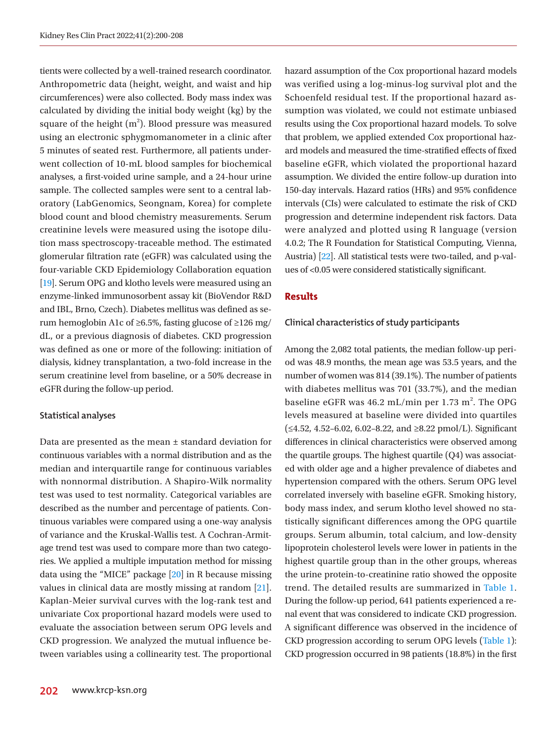tients were collected by a well-trained research coordinator. Anthropometric data (height, weight, and waist and hip circumferences) were also collected. Body mass index was calculated by dividing the initial body weight (kg) by the square of the height ($m^2$). Blood pressure was measured using an electronic sphygmomanometer in a clinic after 5 minutes of seated rest. Furthermore, all patients underwent collection of 10-mL blood samples for biochemical analyses, a first-voided urine sample, and a 24-hour urine sample. The collected samples were sent to a central laboratory (LabGenomics, Seongnam, Korea) for complete blood count and blood chemistry measurements. Serum creatinine levels were measured using the isotope dilution mass spectroscopy-traceable method. The estimated glomerular filtration rate (eGFR) was calculated using the four-variable CKD Epidemiology Collaboration equation [19]. Serum OPG and klotho levels were measured using an enzyme-linked immunosorbent assay kit (BioVendor R&D and IBL, Brno, Czech). Diabetes mellitus was defined as serum hemoglobin A1c of ≥6.5%, fasting glucose of ≥126 mg/dL, or a previous diagnosis of diabetes. CKD progression was defined as one or more of the following: initiation of dialysis, kidney transplantation, a two-fold increase in the serum creatinine level from baseline, or a 50% decrease in eGFR during the follow-up period.

### Statistical analyses

Data are presented as the mean ± standard deviation for continuous variables with a normal distribution and as the median and interquartile range for continuous variables with nonnormal distribution. A Shapiro-Wilk normality test was used to test normality. Categorical variables are described as the number and percentage of patients. Continuous variables were compared using a one-way analysis of variance and the Kruskal-Wallis test. A Cochran-Armitage trend test was used to compare more than two categories. We applied a multiple imputation method for missing data using the "MICE" package [20] in R because missing values in clinical data are mostly missing at random [21]. Kaplan-Meier survival curves with the log-rank test and univariate Cox proportional hazard models were used to evaluate the association between serum OPG levels and CKD progression. We analyzed the mutual influence between variables using a collinearity test. The proportional hazard assumption of the Cox proportional hazard models was verified using a log-minus-log survival plot and the Schoenfeld residual test. If the proportional hazard assumption was violated, we could not estimate unbiased results using the Cox proportional hazard models. To solve that problem, we applied extended Cox proportional hazard models and measured the time-stratified effects of fixed baseline eGFR, which violated the proportional hazard assumption. We divided the entire follow-up duration into 150-day intervals. Hazard ratios (HRs) and 95% confidence intervals (CIs) were calculated to estimate the risk of CKD progression and determine independent risk factors. Data were analyzed and plotted using R language (version 4.0.2; The R Foundation for Statistical Computing, Vienna, Austria) [22]. All statistical tests were two-tailed, and p-values of <0.05 were considered statistically significant.

## Results

### Clinical characteristics of study participants

Among the 2,082 total patients, the median follow-up period was 48.9 months, the mean age was 53.5 years, and the number of women was 814 (39.1%). The number of patients with diabetes mellitus was 701 (33.7%), and the median baseline eGFR was 46.2 mL/min per 1.73 $m^2$. The OPG levels measured at baseline were divided into quartiles (≤4.52, 4.52–6.02, 6.02–8.22, and ≥8.22 pmol/L). Significant differences in clinical characteristics were observed among the quartile groups. The highest quartile (Q4) was associated with older age and a higher prevalence of diabetes and hypertension compared with the others. Serum OPG level correlated inversely with baseline eGFR. Smoking history, body mass index, and serum klotho level showed no statistically significant differences among the OPG quartile groups. Serum albumin, total calcium, and low-density lipoprotein cholesterol levels were lower in patients in the highest quartile group than in the other groups, whereas the urine protein-to-creatinine ratio showed the opposite trend. The detailed results are summarized in Table 1. During the follow-up period, 641 patients experienced a renal event that was considered to indicate CKD progression. A significant difference was observed in the incidence of CKD progression according to serum OPG levels (Table 1): CKD progression occurred in 98 patients (18.8%) in the first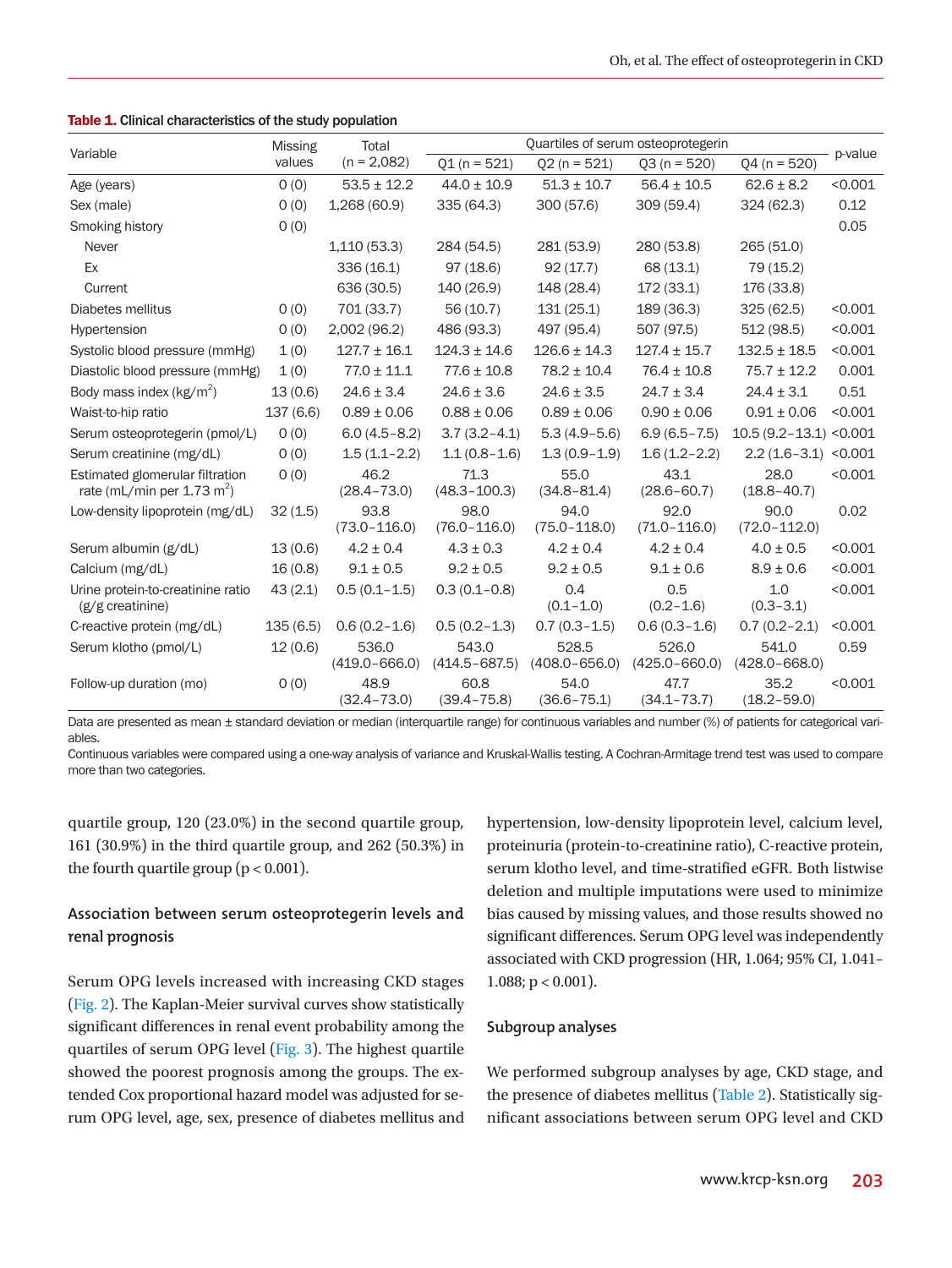**Table 1.** Clinical characteristics of the study population

| Variable | Missing values | Total (n = 2,082) | Quartiles of serum osteoprotegerin | | | | p-value |
|---|---|---|---|---|---|---|---|
| | | | Q1 (n = 521) | Q2 (n = 521) | Q3 (n = 520) | Q4 (n = 520) | |
| Age (years) | 0 (0) | 53.5 ± 12.2 | 44.0 ± 10.9 | 51.3 ± 10.7 | 56.4 ± 10.5 | 62.6 ± 8.2 | <0.001 |
| Sex (male) | 0 (0) | 1,268 (60.9) | 335 (64.3) | 300 (57.6) | 309 (59.4) | 324 (62.3) | 0.12 |
| Smoking history | 0 (0) | | | | | | 0.05 |
| Never | | 1,110 (53.3) | 284 (54.5) | 281 (53.9) | 280 (53.8) | 265 (51.0) | |
| Ex | | 336 (16.1) | 97 (18.6) | 92 (17.7) | 68 (13.1) | 79 (15.2) | |
| Current | | 636 (30.5) | 140 (26.9) | 148 (28.4) | 172 (33.1) | 176 (33.8) | |
| Diabetes mellitus | 0 (0) | 701 (33.7) | 56 (10.7) | 131 (25.1) | 189 (36.3) | 325 (62.5) | <0.001 |
| Hypertension | 0 (0) | 2,002 (96.2) | 486 (93.3) | 497 (95.4) | 507 (97.5) | 512 (98.5) | <0.001 |
| Systolic blood pressure (mmHg) | 1 (0) | 127.7 ± 16.1 | 124.3 ± 14.6 | 126.6 ± 14.3 | 127.4 ± 15.7 | 132.5 ± 18.5 | <0.001 |
| Diastolic blood pressure (mmHg) | 1 (0) | 77.0 ± 11.1 | 77.6 ± 10.8 | 78.2 ± 10.4 | 76.4 ± 10.8 | 75.7 ± 12.2 | 0.001 |
| Body mass index (kg/m$^2$) | 13 (0.6) | 24.6 ± 3.4 | 24.6 ± 3.6 | 24.6 ± 3.5 | 24.7 ± 3.4 | 24.4 ± 3.1 | 0.51 |
| Waist-to-hip ratio | 137 (6.6) | 0.89 ± 0.06 | 0.88 ± 0.06 | 0.89 ± 0.06 | 0.90 ± 0.06 | 0.91 ± 0.06 | <0.001 |
| Serum osteoprotegerin (pmol/L) | 0 (0) | 6.0 (4.5–8.2) | 3.7 (3.2–4.1) | 5.3 (4.9–5.6) | 6.9 (6.5–7.5) | 10.5 (9.2–13.1) | <0.001 |
| Serum creatinine (mg/dL) | 0 (0) | 1.5 (1.1–2.2) | 1.1 (0.8–1.6) | 1.3 (0.9–1.9) | 1.6 (1.2–2.2) | 2.2 (1.6–3.1) | <0.001 |
| Estimated glomerular filtration rate (mL/min per 1.73 m$^2$) | 0 (0) | 46.2 (28.4–73.0) | 71.3 (48.3–100.3) | 55.0 (34.8–81.4) | 43.1 (28.6–60.7) | 28.0 (18.8–40.7) | <0.001 |
| Low-density lipoprotein (mg/dL) | 32 (1.5) | 93.8 (73.0–116.0) | 98.0 (76.0–116.0) | 94.0 (75.0–118.0) | 92.0 (71.0–116.0) | 90.0 (72.0–112.0) | 0.02 |
| Serum albumin (g/dL) | 13 (0.6) | 4.2 ± 0.4 | 4.3 ± 0.3 | 4.2 ± 0.4 | 4.2 ± 0.4 | 4.0 ± 0.5 | <0.001 |
| Calcium (mg/dL) | 16 (0.8) | 9.1 ± 0.5 | 9.2 ± 0.5 | 9.2 ± 0.5 | 9.1 ± 0.6 | 8.9 ± 0.6 | <0.001 |
| Urine protein-to-creatinine ratio (g/g creatinine) | 43 (2.1) | 0.5 (0.1–1.5) | 0.3 (0.1–0.8) | 0.4 (0.1–1.0) | 0.5 (0.2–1.6) | 1.0 (0.3–3.1) | <0.001 |
| C-reactive protein (mg/dL) | 135 (6.5) | 0.6 (0.2–1.6) | 0.5 (0.2–1.3) | 0.7 (0.3–1.5) | 0.6 (0.3–1.6) | 0.7 (0.2–2.1) | <0.001 |
| Serum klotho (pmol/L) | 12 (0.6) | 536.0 (419.0–666.0) | 543.0 (414.5–687.5) | 528.5 (408.0–656.0) | 526.0 (425.0–660.0) | 541.0 (428.0–668.0) | 0.59 |
| Follow-up duration (mo) | 0 (0) | 48.9 (32.4–73.0) | 60.8 (39.4–75.8) | 54.0 (36.6–75.1) | 47.7 (34.1–73.7) | 35.2 (18.2–59.0) | <0.001 |

Data are presented as mean ± standard deviation or median (interquartile range) for continuous variables and number (%) of patients for categorical variables.
Continuous variables were compared using a one-way analysis of variance and Kruskal-Wallis testing. A Cochran-Armitage trend test was used to compare more than two categories.

quartile group, 120 (23.0%) in the second quartile group, 161 (30.9%) in the third quartile group, and 262 (50.3%) in the fourth quartile group ($p < 0.001$).

### Association between serum osteoprotegerin levels and renal prognosis

Serum OPG levels increased with increasing CKD stages (Fig. 2). The Kaplan-Meier survival curves show statistically significant differences in renal event probability among the quartiles of serum OPG level (Fig. 3). The highest quartile showed the poorest prognosis among the groups. The extended Cox proportional hazard model was adjusted for serum OPG level, age, sex, presence of diabetes mellitus and hypertension, low-density lipoprotein level, calcium level, proteinuria (protein-to-creatinine ratio), C-reactive protein, serum klotho level, and time-stratified eGFR. Both listwise deletion and multiple imputations were used to minimize bias caused by missing values, and those results showed no significant differences. Serum OPG level was independently associated with CKD progression (HR, 1.064; 95% CI, 1.041–1.088; $p < 0.001$).

### Subgroup analyses

We performed subgroup analyses by age, CKD stage, and the presence of diabetes mellitus (Table 2). Statistically significant associations between serum OPG level and CKD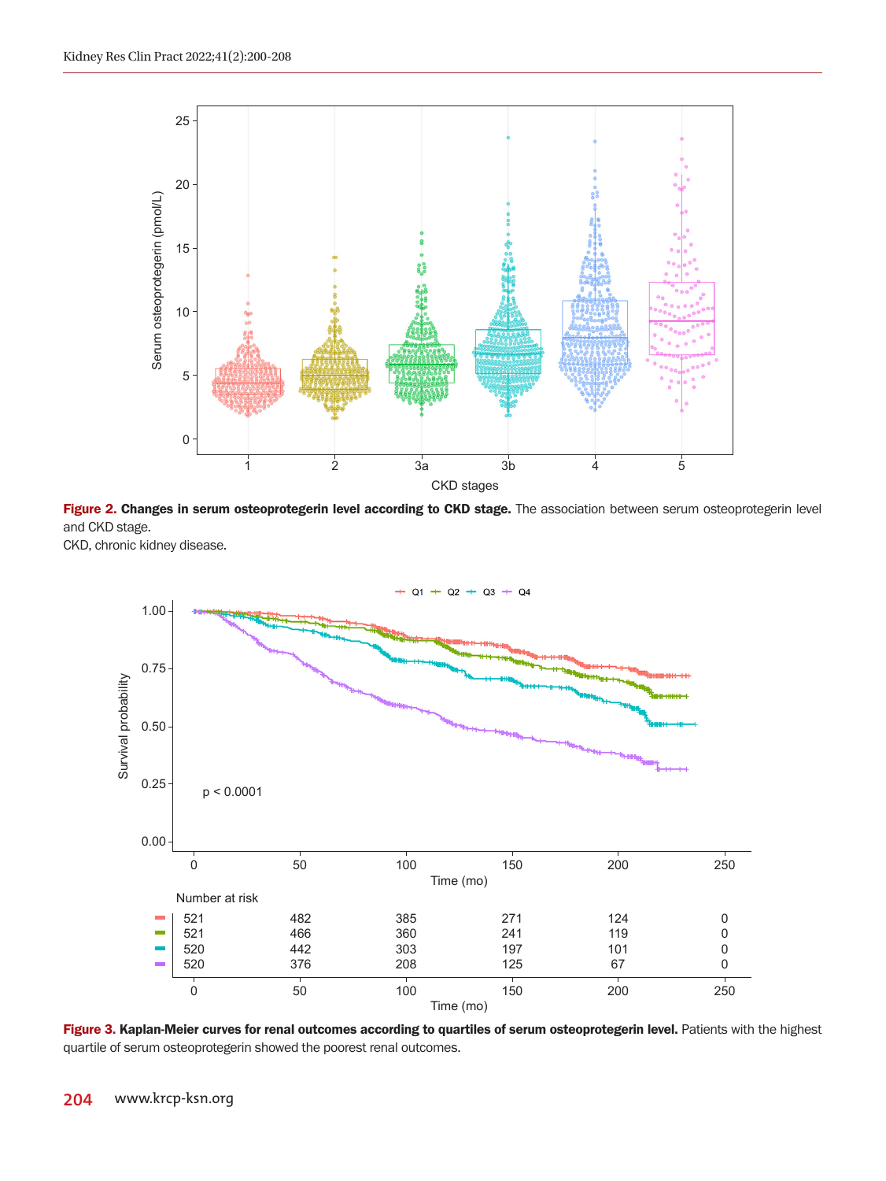**Figure 2. Changes in serum osteoprotegerin level according to CKD stage.** The association between serum osteoprotegerin level and CKD stage.

CKD, chronic kidney disease.

**Figure 3. Kaplan-Meier curves for renal outcomes according to quartiles of serum osteoprotegerin level.** Patients with the highest quartile of serum osteoprotegerin showed the poorest renal outcomes.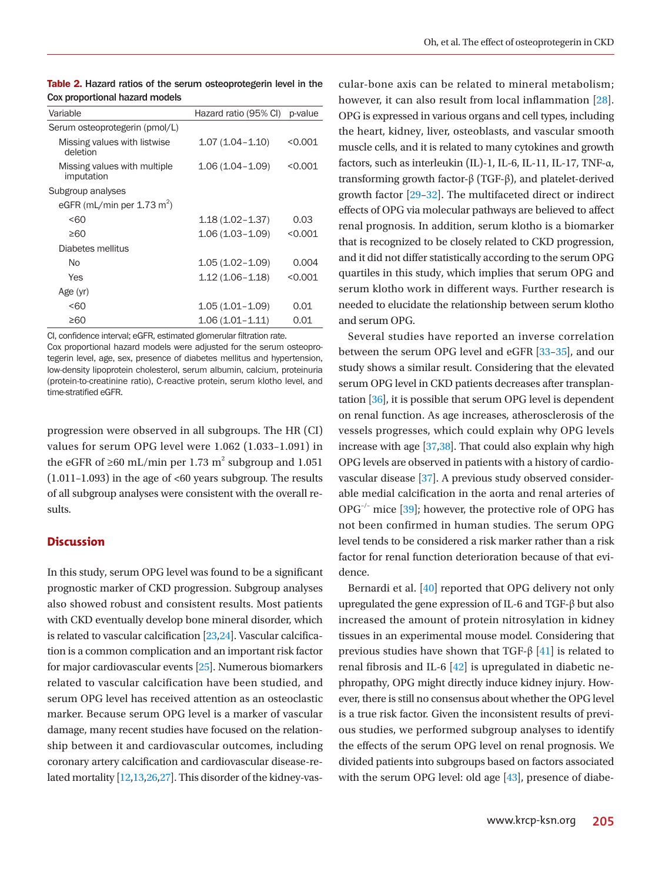**Table 2.** Hazard ratios of the serum osteoprotegerin level in the Cox proportional hazard models

| Variable | Hazard ratio (95% CI) | p-value |
|---|---|---|
| Serum osteoprotegerin (pmol/L) | | |
| Missing values with listwise deletion | 1.07 (1.04–1.10) | <0.001 |
| Missing values with multiple imputation | 1.06 (1.04–1.09) | <0.001 |
| Subgroup analyses | | |
| eGFR (mL/min per 1.73 $m^2$) | | |
| <60 | 1.18 (1.02–1.37) | 0.03 |
| ≥60 | 1.06 (1.03–1.09) | <0.001 |
| Diabetes mellitus | | |
| No | 1.05 (1.02–1.09) | 0.004 |
| Yes | 1.12 (1.06–1.18) | <0.001 |
| Age (yr) | | |
| <60 | 1.05 (1.01–1.09) | 0.01 |
| ≥60 | 1.06 (1.01–1.11) | 0.01 |

CI, confidence interval; eGFR, estimated glomerular filtration rate.
Cox proportional hazard models were adjusted for the serum osteoprotegerin level, age, sex, presence of diabetes mellitus and hypertension, low-density lipoprotein cholesterol, serum albumin, calcium, proteinuria (protein-to-creatinine ratio), C-reactive protein, serum klotho level, and time-stratified eGFR.

progression were observed in all subgroups. The HR (CI) values for serum OPG level were 1.062 (1.033–1.091) in the eGFR of ≥60 mL/min per 1.73 $m^2$ subgroup and 1.051 (1.011–1.093) in the age of <60 years subgroup. The results of all subgroup analyses were consistent with the overall results.

## Discussion

In this study, serum OPG level was found to be a significant prognostic marker of CKD progression. Subgroup analyses also showed robust and consistent results. Most patients with CKD eventually develop bone mineral disorder, which is related to vascular calcification [23,24]. Vascular calcification is a common complication and an important risk factor for major cardiovascular events [25]. Numerous biomarkers related to vascular calcification have been studied, and serum OPG level has received attention as an osteoclastic marker. Because serum OPG level is a marker of vascular damage, many recent studies have focused on the relationship between it and cardiovascular outcomes, including coronary artery calcification and cardiovascular disease-related mortality [12,13,26,27]. This disorder of the kidney-vascular-bone axis can be related to mineral metabolism; however, it can also result from local inflammation [28]. OPG is expressed in various organs and cell types, including the heart, kidney, liver, osteoblasts, and vascular smooth muscle cells, and it is related to many cytokines and growth factors, such as interleukin (IL)-1, IL-6, IL-11, IL-17, TNF-α, transforming growth factor-β (TGF-β), and platelet-derived growth factor [29–32]. The multifaceted direct or indirect effects of OPG via molecular pathways are believed to affect renal prognosis. In addition, serum klotho is a biomarker that is recognized to be closely related to CKD progression, and it did not differ statistically according to the serum OPG quartiles in this study, which implies that serum OPG and serum klotho work in different ways. Further research is needed to elucidate the relationship between serum klotho and serum OPG.

Several studies have reported an inverse correlation between the serum OPG level and eGFR [33–35], and our study shows a similar result. Considering that the elevated serum OPG level in CKD patients decreases after transplantation [36], it is possible that serum OPG level is dependent on renal function. As age increases, atherosclerosis of the vessels progresses, which could explain why OPG levels increase with age [37,38]. That could also explain why high OPG levels are observed in patients with a history of cardiovascular disease [37]. A previous study observed considerable medial calcification in the aorta and renal arteries of $OPG^{-/-}$ mice [39]; however, the protective role of OPG has not been confirmed in human studies. The serum OPG level tends to be considered a risk marker rather than a risk factor for renal function deterioration because of that evidence.

Bernardi et al. [40] reported that OPG delivery not only upregulated the gene expression of IL-6 and TGF-β but also increased the amount of protein nitrosylation in kidney tissues in an experimental mouse model. Considering that previous studies have shown that TGF-β [41] is related to renal fibrosis and IL-6 [42] is upregulated in diabetic nephropathy, OPG might directly induce kidney injury. However, there is still no consensus about whether the OPG level is a true risk factor. Given the inconsistent results of previous studies, we performed subgroup analyses to identify the effects of the serum OPG level on renal prognosis. We divided patients into subgroups based on factors associated with the serum OPG level: old age [43], presence of diabe-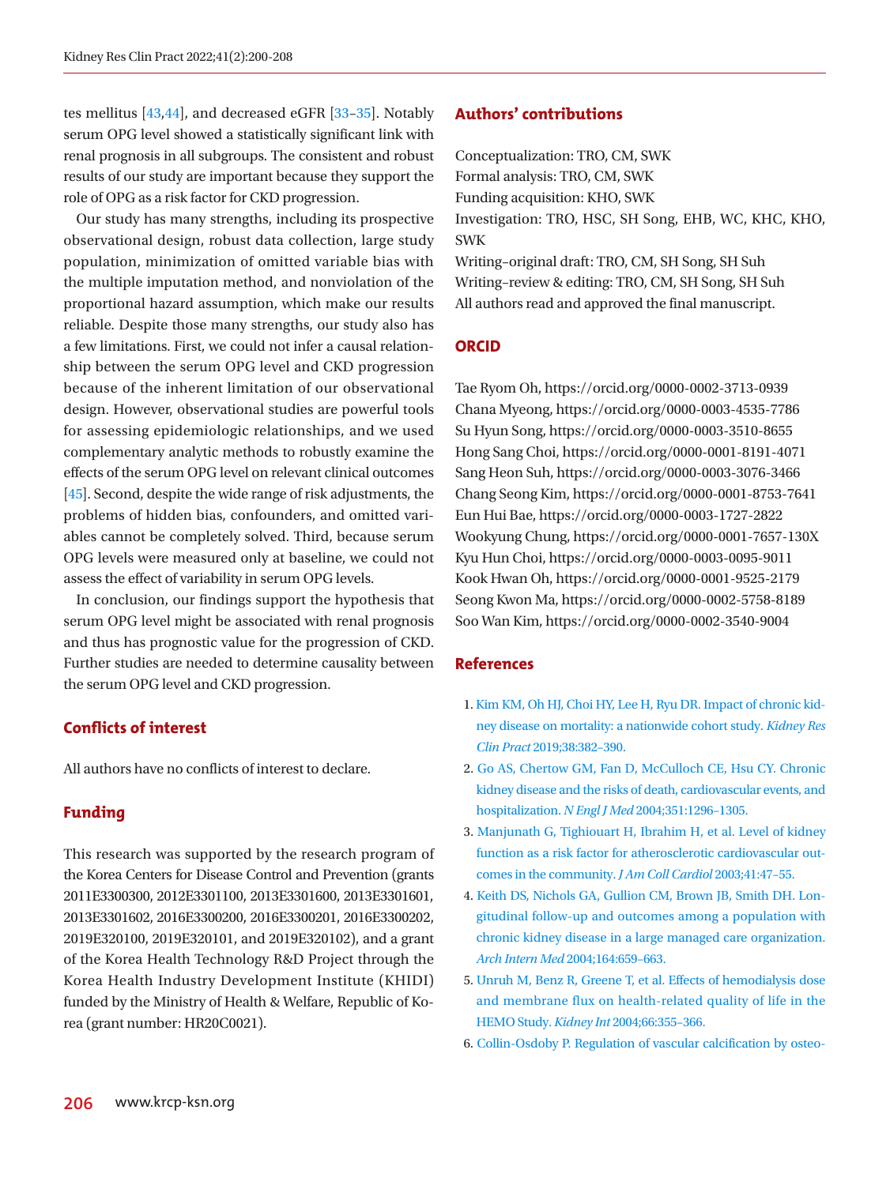tes mellitus [43,44], and decreased eGFR [33–35]. Notably serum OPG level showed a statistically significant link with renal prognosis in all subgroups. The consistent and robust results of our study are important because they support the role of OPG as a risk factor for CKD progression.

Our study has many strengths, including its prospective observational design, robust data collection, large study population, minimization of omitted variable bias with the multiple imputation method, and nonviolation of the proportional hazard assumption, which make our results reliable. Despite those many strengths, our study also has a few limitations. First, we could not infer a causal relationship between the serum OPG level and CKD progression because of the inherent limitation of our observational design. However, observational studies are powerful tools for assessing epidemiologic relationships, and we used complementary analytic methods to robustly examine the effects of the serum OPG level on relevant clinical outcomes [45]. Second, despite the wide range of risk adjustments, the problems of hidden bias, confounders, and omitted variables cannot be completely solved. Third, because serum OPG levels were measured only at baseline, we could not assess the effect of variability in serum OPG levels.

In conclusion, our findings support the hypothesis that serum OPG level might be associated with renal prognosis and thus has prognostic value for the progression of CKD. Further studies are needed to determine causality between the serum OPG level and CKD progression.

## Conflicts of interest

All authors have no conflicts of interest to declare.

## Funding

This research was supported by the research program of the Korea Centers for Disease Control and Prevention (grants 2011E3300300, 2012E3301100, 2013E3301600, 2013E3301601, 2013E3301602, 2016E3300200, 2016E3300201, 2016E3300202, 2019E320100, 2019E320101, and 2019E320102), and a grant of the Korea Health Technology R&D Project through the Korea Health Industry Development Institute (KHIDI) funded by the Ministry of Health & Welfare, Republic of Korea (grant number: HR20C0021).

## Authors' contributions

Conceptualization: TRO, CM, SWK
Formal analysis: TRO, CM, SWK
Funding acquisition: KHO, SWK
Investigation: TRO, HSC, SH Song, EHB, WC, KHC, KHO, SWK
Writing–original draft: TRO, CM, SH Song, SH Suh
Writing–review & editing: TRO, CM, SH Song, SH Suh
All authors read and approved the final manuscript.

## ORCID

Tae Ryom Oh, https://orcid.org/0000-0002-3713-0939
Chana Myeong, https://orcid.org/0000-0003-4535-7786
Su Hyun Song, https://orcid.org/0000-0003-3510-8655
Hong Sang Choi, https://orcid.org/0000-0001-8191-4071
Sang Heon Suh, https://orcid.org/0000-0003-3076-3466
Chang Seong Kim, https://orcid.org/0000-0001-8753-7641
Eun Hui Bae, https://orcid.org/0000-0003-1727-2822
Wookyung Chung, https://orcid.org/0000-0001-7657-130X
Kyu Hun Choi, https://orcid.org/0000-0003-0095-9011
Kook Hwan Oh, https://orcid.org/0000-0001-9525-2179
Seong Kwon Ma, https://orcid.org/0000-0002-5758-8189
Soo Wan Kim, https://orcid.org/0000-0002-3540-9004

## References

1. Kim KM, Oh HJ, Choi HY, Lee H, Ryu DR. Impact of chronic kidney disease on mortality: a nationwide cohort study. *Kidney Res Clin Pract* 2019;38:382–390.
2. Go AS, Chertow GM, Fan D, McCulloch CE, Hsu CY. Chronic kidney disease and the risks of death, cardiovascular events, and hospitalization. *N Engl J Med* 2004;351:1296–1305.
3. Manjunath G, Tighiouart H, Ibrahim H, et al. Level of kidney function as a risk factor for atherosclerotic cardiovascular outcomes in the community. *J Am Coll Cardiol* 2003;41:47–55.
4. Keith DS, Nichols GA, Gullion CM, Brown JB, Smith DH. Longitudinal follow-up and outcomes among a population with chronic kidney disease in a large managed care organization. *Arch Intern Med* 2004;164:659–663.
5. Unruh M, Benz R, Greene T, et al. Effects of hemodialysis dose and membrane flux on health-related quality of life in the HEMO Study. *Kidney Int* 2004;66:355–366.
6. Collin-Osdoby P. Regulation of vascular calcification by osteo-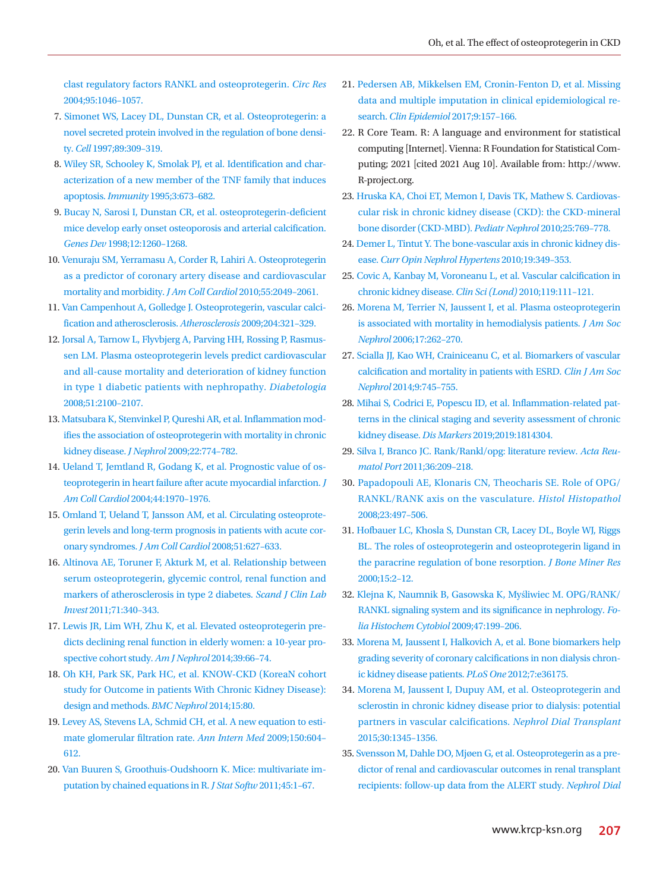clast regulatory factors RANKL and osteoprotegerin. *Circ Res* 2004;95:1046–1057.

7. Simonet WS, Lacey DL, Dunstan CR, et al. Osteoprotegerin: a novel secreted protein involved in the regulation of bone density. *Cell* 1997;89:309–319.
8. Wiley SR, Schooley K, Smolak PJ, et al. Identification and characterization of a new member of the TNF family that induces apoptosis. *Immunity* 1995;3:673–682.
9. Bucay N, Sarosi I, Dunstan CR, et al. osteoprotegerin-deficient mice develop early onset osteoporosis and arterial calcification. *Genes Dev* 1998;12:1260–1268.
10. Venuraju SM, Yerramasu A, Corder R, Lahiri A. Osteoprotegerin as a predictor of coronary artery disease and cardiovascular mortality and morbidity. *J Am Coll Cardiol* 2010;55:2049–2061.
11. Van Campenhout A, Golledge J. Osteoprotegerin, vascular calcification and atherosclerosis. *Atherosclerosis* 2009;204:321–329.
12. Jorsal A, Tarnow L, Flyvbjerg A, Parving HH, Rossing P, Rasmussen LM. Plasma osteoprotegerin levels predict cardiovascular and all-cause mortality and deterioration of kidney function in type 1 diabetic patients with nephropathy. *Diabetologia* 2008;51:2100–2107.
13. Matsubara K, Stenvinkel P, Qureshi AR, et al. Inflammation modifies the association of osteoprotegerin with mortality in chronic kidney disease. *J Nephrol* 2009;22:774–782.
14. Ueland T, Jemtland R, Godang K, et al. Prognostic value of osteoprotegerin in heart failure after acute myocardial infarction. *J Am Coll Cardiol* 2004;44:1970–1976.
15. Omland T, Ueland T, Jansson AM, et al. Circulating osteoprotegerin levels and long-term prognosis in patients with acute coronary syndromes. *J Am Coll Cardiol* 2008;51:627–633.
16. Altinova AE, Toruner F, Akturk M, et al. Relationship between serum osteoprotegerin, glycemic control, renal function and markers of atherosclerosis in type 2 diabetes. *Scand J Clin Lab Invest* 2011;71:340–343.
17. Lewis JR, Lim WH, Zhu K, et al. Elevated osteoprotegerin predicts declining renal function in elderly women: a 10-year prospective cohort study. *Am J Nephrol* 2014;39:66–74.
18. Oh KH, Park SK, Park HC, et al. KNOW-CKD (KoreaN cohort study for Outcome in patients With Chronic Kidney Disease): design and methods. *BMC Nephrol* 2014;15:80.
19. Levey AS, Stevens LA, Schmid CH, et al. A new equation to estimate glomerular filtration rate. *Ann Intern Med* 2009;150:604–612.
20. Van Buuren S, Groothuis-Oudshoorn K. Mice: multivariate imputation by chained equations in R. *J Stat Softw* 2011;45:1–67.
21. Pedersen AB, Mikkelsen EM, Cronin-Fenton D, et al. Missing data and multiple imputation in clinical epidemiological research. *Clin Epidemiol* 2017;9:157–166.
22. R Core Team. R: A language and environment for statistical computing [Internet]. Vienna: R Foundation for Statistical Computing; 2021 [cited 2021 Aug 10]. Available from: http://www.R-project.org.
23. Hruska KA, Choi ET, Memon I, Davis TK, Mathew S. Cardiovascular risk in chronic kidney disease (CKD): the CKD-mineral bone disorder (CKD-MBD). *Pediatr Nephrol* 2010;25:769–778.
24. Demer L, Tintut Y. The bone-vascular axis in chronic kidney disease. *Curr Opin Nephrol Hypertens* 2010;19:349–353.
25. Covic A, Kanbay M, Voroneanu L, et al. Vascular calcification in chronic kidney disease. *Clin Sci (Lond)* 2010;119:111–121.
26. Morena M, Terrier N, Jaussent I, et al. Plasma osteoprotegerin is associated with mortality in hemodialysis patients. *J Am Soc Nephrol* 2006;17:262–270.
27. Scialla JJ, Kao WH, Crainiceanu C, et al. Biomarkers of vascular calcification and mortality in patients with ESRD. *Clin J Am Soc Nephrol* 2014;9:745–755.
28. Mihai S, Codrici E, Popescu ID, et al. Inflammation-related patterns in the clinical staging and severity assessment of chronic kidney disease. *Dis Markers* 2019;2019:1814304.
29. Silva I, Branco JC. Rank/Rankl/opg: literature review. *Acta Reumatol Port* 2011;36:209–218.
30. Papadopouli AE, Klonaris CN, Theocharis SE. Role of OPG/RANKL/RANK axis on the vasculature. *Histol Histopathol* 2008;23:497–506.
31. Hofbauer LC, Khosla S, Dunstan CR, Lacey DL, Boyle WJ, Riggs BL. The roles of osteoprotegerin and osteoprotegerin ligand in the paracrine regulation of bone resorption. *J Bone Miner Res* 2000;15:2–12.
32. Klejna K, Naumnik B, Gasowska K, Myśliwiec M. OPG/RANK/RANKL signaling system and its significance in nephrology. *Folia Histochem Cytobiol* 2009;47:199–206.
33. Morena M, Jaussent I, Halkovich A, et al. Bone biomarkers help grading severity of coronary calcifications in non dialysis chronic kidney disease patients. *PLoS One* 2012;7:e36175.
34. Morena M, Jaussent I, Dupuy AM, et al. Osteoprotegerin and sclerostin in chronic kidney disease prior to dialysis: potential partners in vascular calcifications. *Nephrol Dial Transplant* 2015;30:1345–1356.
35. Svensson M, Dahle DO, Mjøen G, et al. Osteoprotegerin as a predictor of renal and cardiovascular outcomes in renal transplant recipients: follow-up data from the ALERT study. *Nephrol Dial*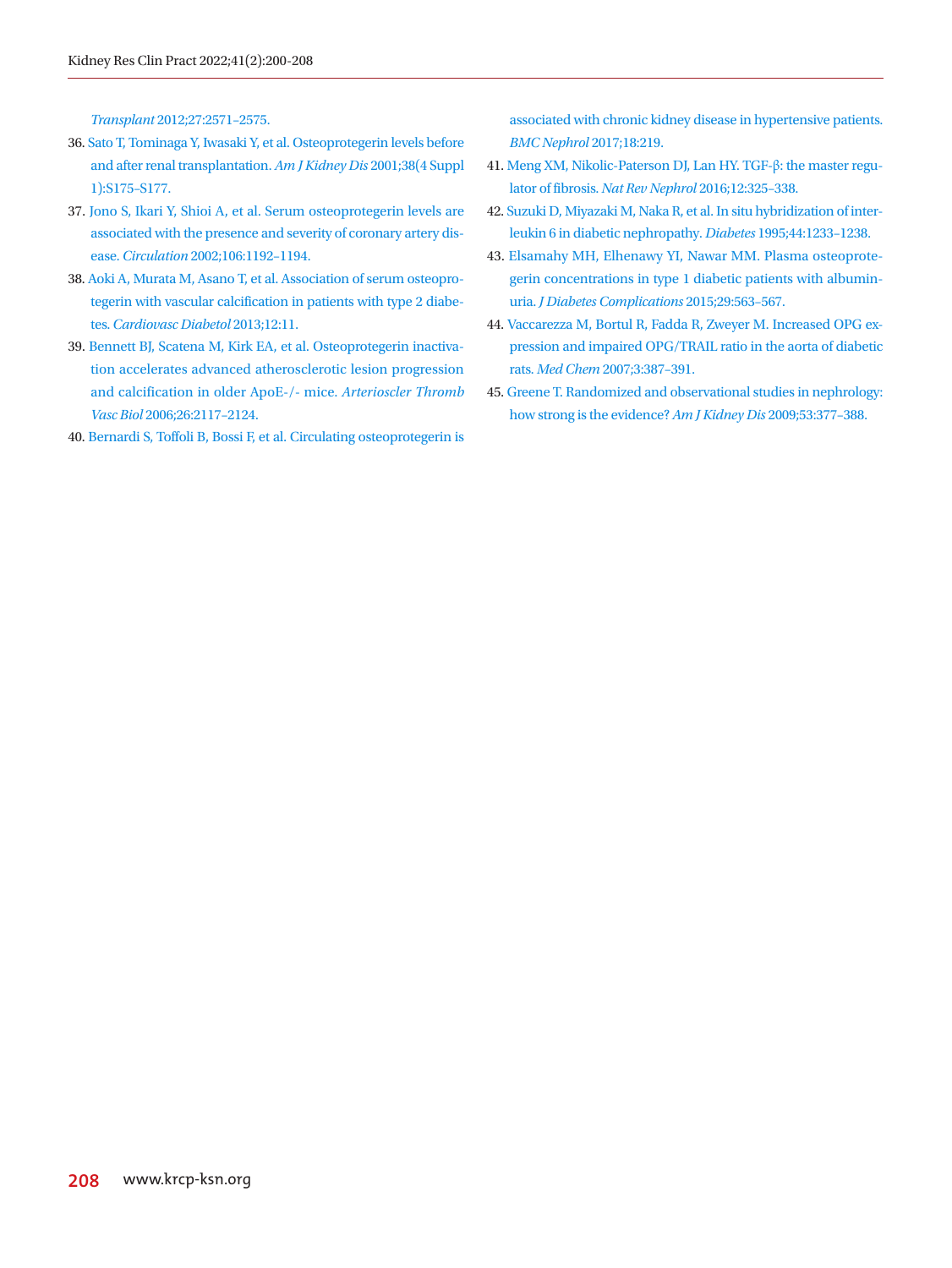*Transplant* 2012;27:2571–2575.

36. Sato T, Tominaga Y, Iwasaki Y, et al. Osteoprotegerin levels before and after renal transplantation. *Am J Kidney Dis* 2001;38(4 Suppl 1):S175–S177.
37. Jono S, Ikari Y, Shioi A, et al. Serum osteoprotegerin levels are associated with the presence and severity of coronary artery disease. *Circulation* 2002;106:1192–1194.
38. Aoki A, Murata M, Asano T, et al. Association of serum osteoprotegerin with vascular calcification in patients with type 2 diabetes. *Cardiovasc Diabetol* 2013;12:11.
39. Bennett BJ, Scatena M, Kirk EA, et al. Osteoprotegerin inactivation accelerates advanced atherosclerotic lesion progression and calcification in older ApoE-/- mice. *Arterioscler Thromb Vasc Biol* 2006;26:2117–2124.
40. Bernardi S, Toffoli B, Bossi F, et al. Circulating osteoprotegerin is associated with chronic kidney disease in hypertensive patients. *BMC Nephrol* 2017;18:219.
41. Meng XM, Nikolic-Paterson DJ, Lan HY. TGF-β: the master regulator of fibrosis. *Nat Rev Nephrol* 2016;12:325–338.
42. Suzuki D, Miyazaki M, Naka R, et al. In situ hybridization of interleukin 6 in diabetic nephropathy. *Diabetes* 1995;44:1233–1238.
43. Elsamahy MH, Elhenawy YI, Nawar MM. Plasma osteoprotegerin concentrations in type 1 diabetic patients with albuminuria. *J Diabetes Complications* 2015;29:563–567.
44. Vaccarezza M, Bortul R, Fadda R, Zweyer M. Increased OPG expression and impaired OPG/TRAIL ratio in the aorta of diabetic rats. *Med Chem* 2007;3:387–391.
45. Greene T. Randomized and observational studies in nephrology: how strong is the evidence? *Am J Kidney Dis* 2009;53:377–388.